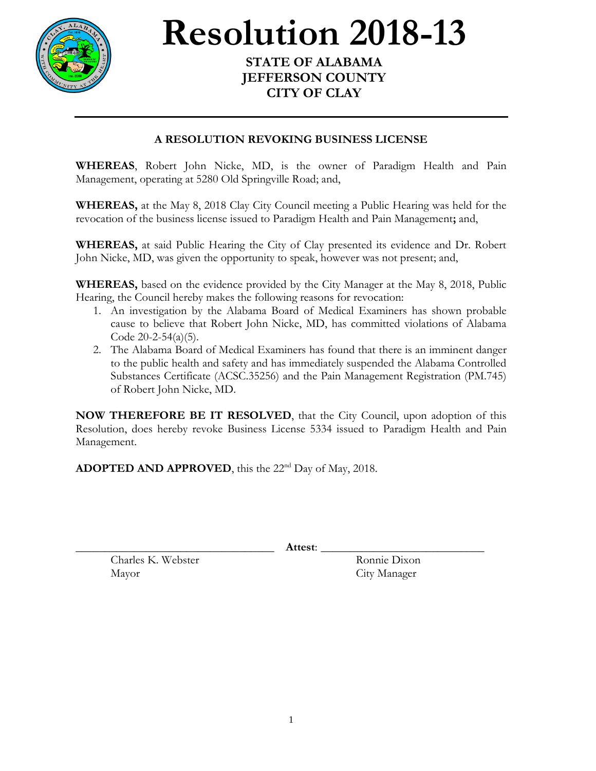# Resolution 2018-13

**STATE OF ALABAMA**
**JEFFERSON COUNTY**
**CITY OF CLAY**

---

### A RESOLUTION REVOKING BUSINESS LICENSE

**WHEREAS**, Robert John Nicke, MD, is the owner of Paradigm Health and Pain Management, operating at 5280 Old Springville Road; and,

**WHEREAS,** at the May 8, 2018 Clay City Council meeting a Public Hearing was held for the revocation of the business license issued to Paradigm Health and Pain Management**;** and,

**WHEREAS,** at said Public Hearing the City of Clay presented its evidence and Dr. Robert John Nicke, MD, was given the opportunity to speak, however was not present; and,

**WHEREAS,** based on the evidence provided by the City Manager at the May 8, 2018, Public Hearing, the Council hereby makes the following reasons for revocation:

1. An investigation by the Alabama Board of Medical Examiners has shown probable cause to believe that Robert John Nicke, MD, has committed violations of Alabama Code 20-2-54(a)(5).
2. The Alabama Board of Medical Examiners has found that there is an imminent danger to the public health and safety and has immediately suspended the Alabama Controlled Substances Certificate (ACSC.35256) and the Pain Management Registration (PM.745) of Robert John Nicke, MD.

**NOW THEREFORE BE IT RESOLVED**, that the City Council, upon adoption of this Resolution, does hereby revoke Business License 5334 issued to Paradigm Health and Pain Management.

**ADOPTED AND APPROVED**, this the 22nd Day of May, 2018.

\_\_\_\_\_\_\_\_\_\_\_\_\_\_\_\_\_\_\_\_\_\_\_\_\_\_\_\_\_\_ **Attest**: \_\_\_\_\_\_\_\_\_\_\_\_\_\_\_\_\_\_\_\_\_\_\_\_\_\_\_\_\_\_

Charles K. Webster
Mayor

Ronnie Dixon
City Manager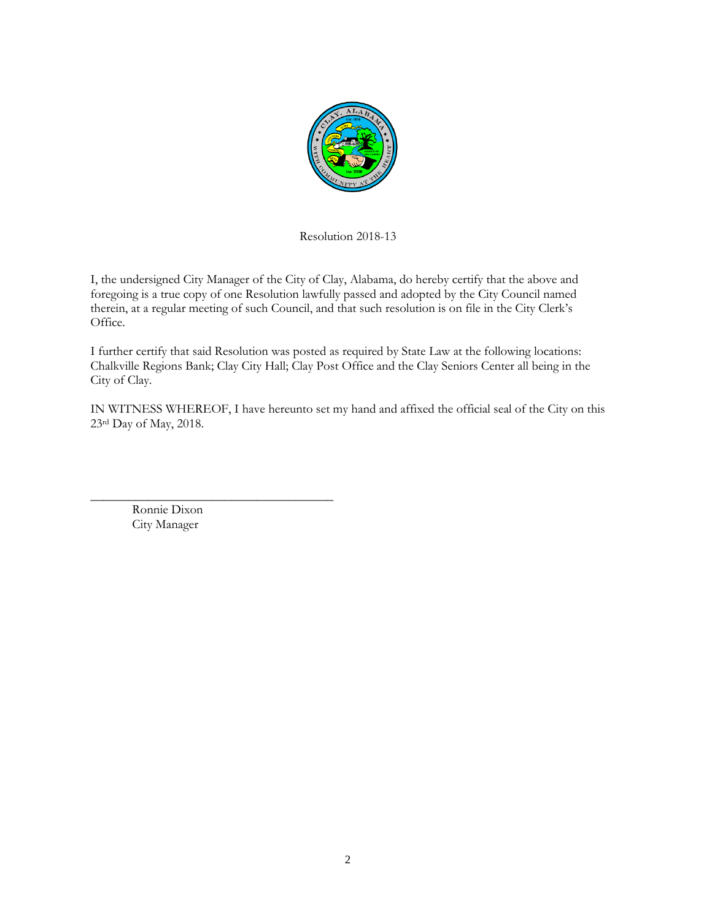Resolution 2018-13

I, the undersigned City Manager of the City of Clay, Alabama, do hereby certify that the above and foregoing is a true copy of one Resolution lawfully passed and adopted by the City Council named therein, at a regular meeting of such Council, and that such resolution is on file in the City Clerk's Office.

I further certify that said Resolution was posted as required by State Law at the following locations: Chalkville Regions Bank; Clay City Hall; Clay Post Office and the Clay Seniors Center all being in the City of Clay.

IN WITNESS WHEREOF, I have hereunto set my hand and affixed the official seal of the City on this 23rd Day of May, 2018.

\_\_\_\_\_\_\_\_\_\_\_\_\_\_\_\_\_\_\_\_\_\_\_\_\_\_\_\_\_\_\_\_\_\_\_\_\_\_

Ronnie Dixon
City Manager